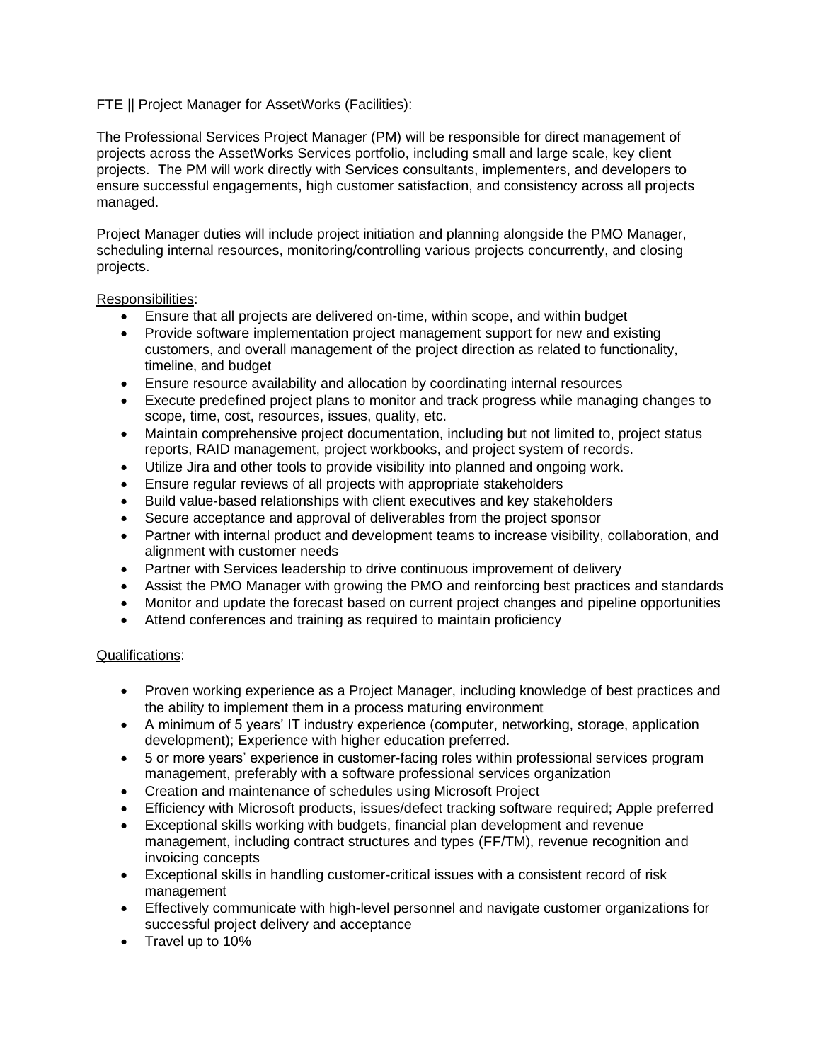FTE || Project Manager for AssetWorks (Facilities):

The Professional Services Project Manager (PM) will be responsible for direct management of projects across the AssetWorks Services portfolio, including small and large scale, key client projects. The PM will work directly with Services consultants, implementers, and developers to ensure successful engagements, high customer satisfaction, and consistency across all projects managed.

Project Manager duties will include project initiation and planning alongside the PMO Manager, scheduling internal resources, monitoring/controlling various projects concurrently, and closing projects.

<u>Responsibilities</u>:

- Ensure that all projects are delivered on-time, within scope, and within budget
- Provide software implementation project management support for new and existing customers, and overall management of the project direction as related to functionality, timeline, and budget
- Ensure resource availability and allocation by coordinating internal resources
- Execute predefined project plans to monitor and track progress while managing changes to scope, time, cost, resources, issues, quality, etc.
- Maintain comprehensive project documentation, including but not limited to, project status reports, RAID management, project workbooks, and project system of records.
- Utilize Jira and other tools to provide visibility into planned and ongoing work.
- Ensure regular reviews of all projects with appropriate stakeholders
- Build value-based relationships with client executives and key stakeholders
- Secure acceptance and approval of deliverables from the project sponsor
- Partner with internal product and development teams to increase visibility, collaboration, and alignment with customer needs
- Partner with Services leadership to drive continuous improvement of delivery
- Assist the PMO Manager with growing the PMO and reinforcing best practices and standards
- Monitor and update the forecast based on current project changes and pipeline opportunities
- Attend conferences and training as required to maintain proficiency

<u>Qualifications</u>:

- Proven working experience as a Project Manager, including knowledge of best practices and the ability to implement them in a process maturing environment
- A minimum of 5 years' IT industry experience (computer, networking, storage, application development); Experience with higher education preferred.
- 5 or more years' experience in customer-facing roles within professional services program management, preferably with a software professional services organization
- Creation and maintenance of schedules using Microsoft Project
- Efficiency with Microsoft products, issues/defect tracking software required; Apple preferred
- Exceptional skills working with budgets, financial plan development and revenue management, including contract structures and types (FF/TM), revenue recognition and invoicing concepts
- Exceptional skills in handling customer-critical issues with a consistent record of risk management
- Effectively communicate with high-level personnel and navigate customer organizations for successful project delivery and acceptance
- Travel up to 10%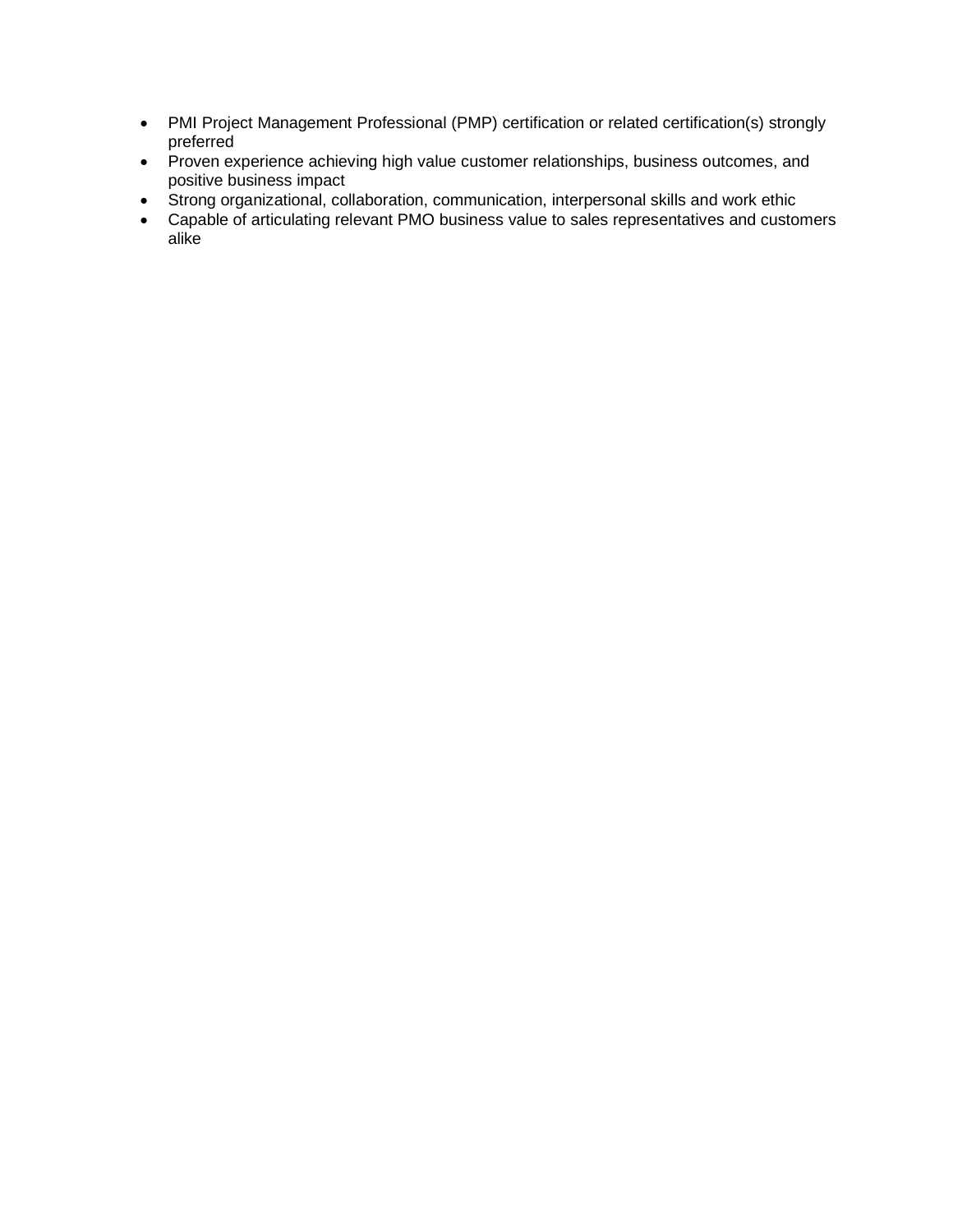- PMI Project Management Professional (PMP) certification or related certification(s) strongly preferred
- Proven experience achieving high value customer relationships, business outcomes, and positive business impact
- Strong organizational, collaboration, communication, interpersonal skills and work ethic
- Capable of articulating relevant PMO business value to sales representatives and customers alike